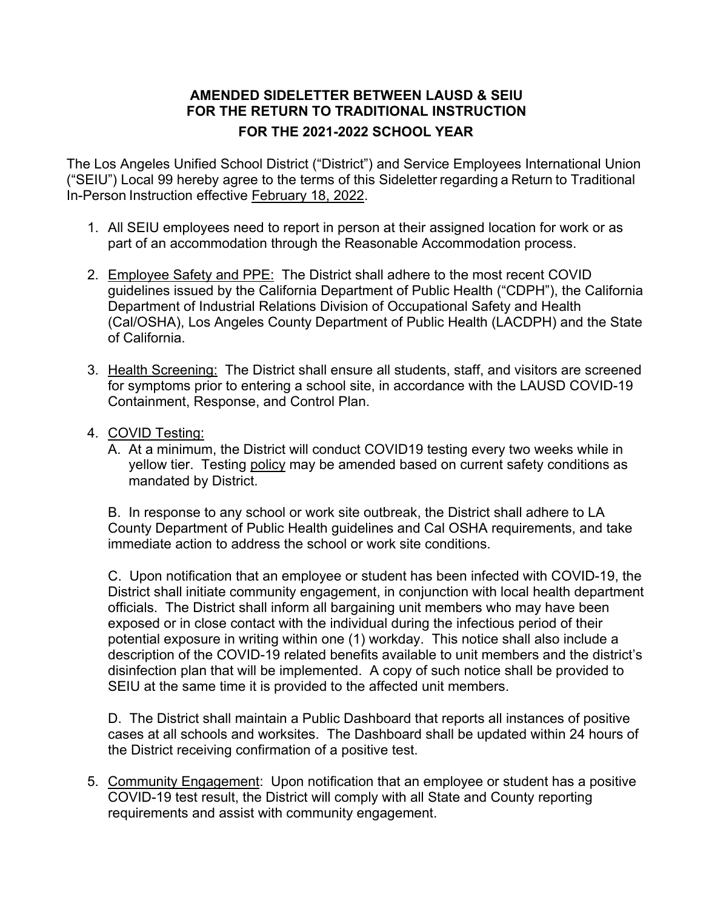# AMENDED SIDELETTER BETWEEN LAUSD & SEIU FOR THE RETURN TO TRADITIONAL INSTRUCTION FOR THE 2021-2022 SCHOOL YEAR

The Los Angeles Unified School District ("District") and Service Employees International Union ("SEIU") Local 99 hereby agree to the terms of this Sideletter regarding a Return to Traditional In-Person Instruction effective <u>February 18, 2022</u>.

1. All SEIU employees need to report in person at their assigned location for work or as part of an accommodation through the Reasonable Accommodation process.

2. <u>Employee Safety and PPE:</u> The District shall adhere to the most recent COVID guidelines issued by the California Department of Public Health ("CDPH"), the California Department of Industrial Relations Division of Occupational Safety and Health (Cal/OSHA), Los Angeles County Department of Public Health (LACDPH) and the State of California.

3. <u>Health Screening:</u> The District shall ensure all students, staff, and visitors are screened for symptoms prior to entering a school site, in accordance with the LAUSD COVID-19 Containment, Response, and Control Plan.

4. <u>COVID Testing:</u>

   A. At a minimum, the District will conduct COVID19 testing every two weeks while in yellow tier. Testing <u>policy</u> may be amended based on current safety conditions as mandated by District.

   B. In response to any school or work site outbreak, the District shall adhere to LA County Department of Public Health guidelines and Cal OSHA requirements, and take immediate action to address the school or work site conditions.

   C. Upon notification that an employee or student has been infected with COVID-19, the District shall initiate community engagement, in conjunction with local health department officials. The District shall inform all bargaining unit members who may have been exposed or in close contact with the individual during the infectious period of their potential exposure in writing within one (1) workday. This notice shall also include a description of the COVID-19 related benefits available to unit members and the district's disinfection plan that will be implemented. A copy of such notice shall be provided to SEIU at the same time it is provided to the affected unit members.

   D. The District shall maintain a Public Dashboard that reports all instances of positive cases at all schools and worksites. The Dashboard shall be updated within 24 hours of the District receiving confirmation of a positive test.

5. <u>Community Engagement</u>: Upon notification that an employee or student has a positive COVID-19 test result, the District will comply with all State and County reporting requirements and assist with community engagement.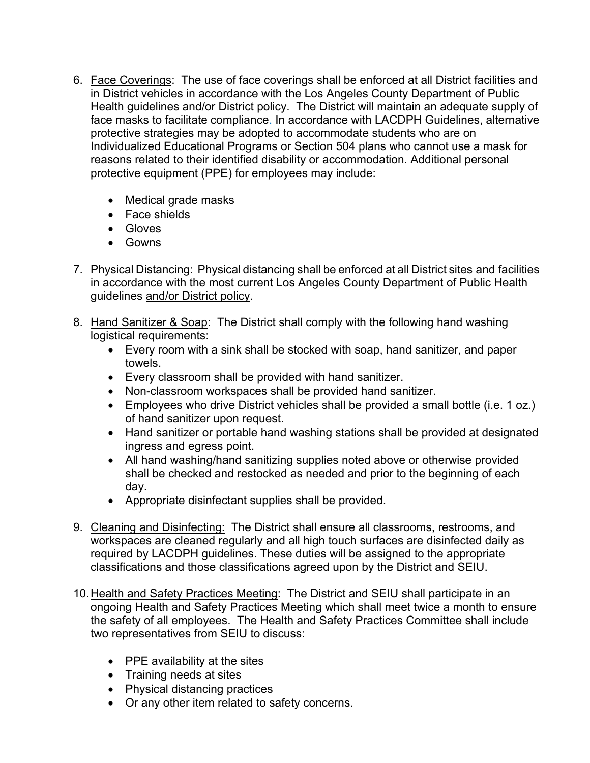6. Face Coverings: The use of face coverings shall be enforced at all District facilities and in District vehicles in accordance with the Los Angeles County Department of Public Health guidelines and/or District policy. The District will maintain an adequate supply of face masks to facilitate compliance. In accordance with LACDPH Guidelines, alternative protective strategies may be adopted to accommodate students who are on Individualized Educational Programs or Section 504 plans who cannot use a mask for reasons related to their identified disability or accommodation. Additional personal protective equipment (PPE) for employees may include:

   - Medical grade masks
   - Face shields
   - Gloves
   - Gowns

7. Physical Distancing: Physical distancing shall be enforced at all District sites and facilities in accordance with the most current Los Angeles County Department of Public Health guidelines and/or District policy.

8. Hand Sanitizer & Soap: The District shall comply with the following hand washing logistical requirements:
   - Every room with a sink shall be stocked with soap, hand sanitizer, and paper towels.
   - Every classroom shall be provided with hand sanitizer.
   - Non-classroom workspaces shall be provided hand sanitizer.
   - Employees who drive District vehicles shall be provided a small bottle (i.e. 1 oz.) of hand sanitizer upon request.
   - Hand sanitizer or portable hand washing stations shall be provided at designated ingress and egress point.
   - All hand washing/hand sanitizing supplies noted above or otherwise provided shall be checked and restocked as needed and prior to the beginning of each day.
   - Appropriate disinfectant supplies shall be provided.

9. Cleaning and Disinfecting: The District shall ensure all classrooms, restrooms, and workspaces are cleaned regularly and all high touch surfaces are disinfected daily as required by LACDPH guidelines. These duties will be assigned to the appropriate classifications and those classifications agreed upon by the District and SEIU.

10. Health and Safety Practices Meeting: The District and SEIU shall participate in an ongoing Health and Safety Practices Meeting which shall meet twice a month to ensure the safety of all employees. The Health and Safety Practices Committee shall include two representatives from SEIU to discuss:

    - PPE availability at the sites
    - Training needs at sites
    - Physical distancing practices
    - Or any other item related to safety concerns.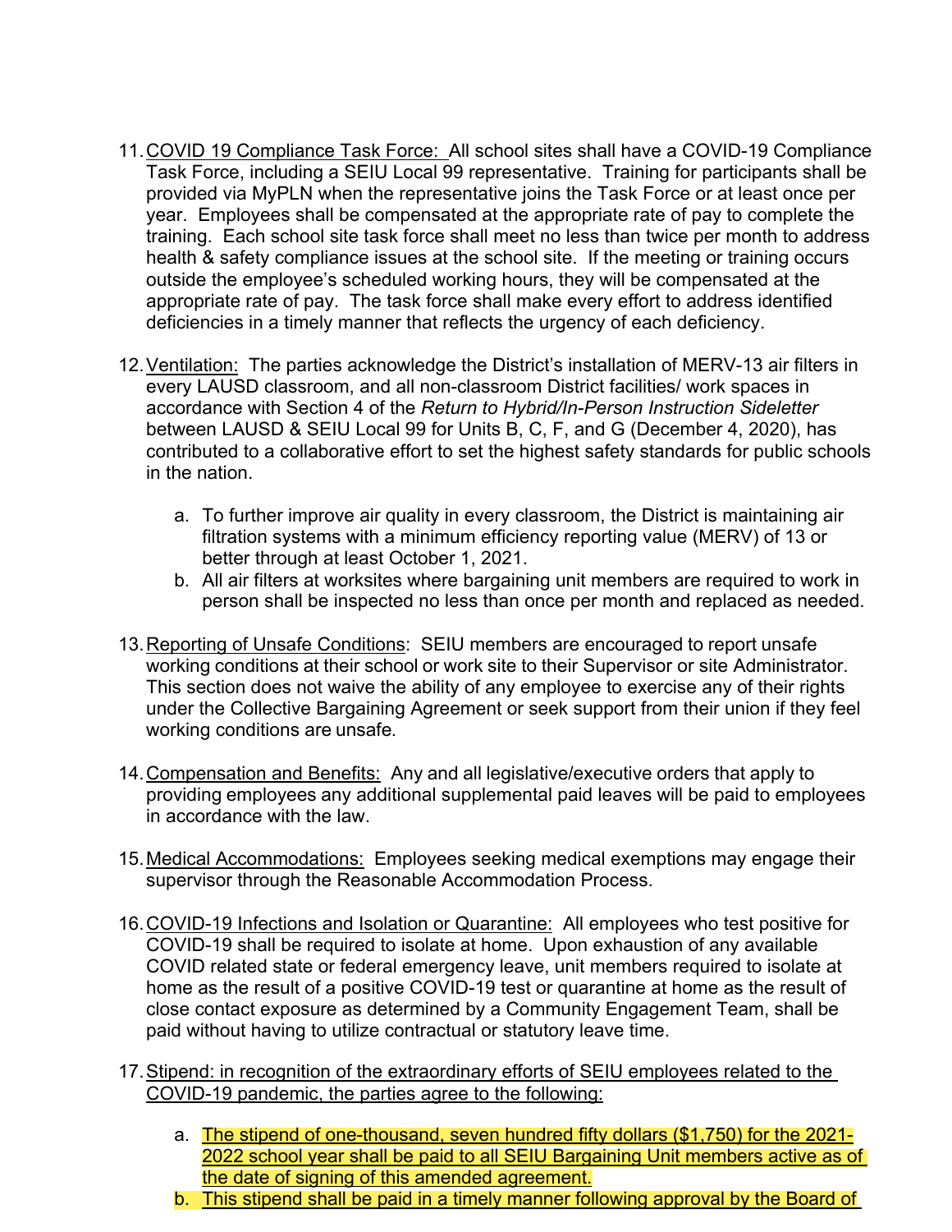11. COVID 19 Compliance Task Force: All school sites shall have a COVID-19 Compliance Task Force, including a SEIU Local 99 representative. Training for participants shall be provided via MyPLN when the representative joins the Task Force or at least once per year. Employees shall be compensated at the appropriate rate of pay to complete the training. Each school site task force shall meet no less than twice per month to address health & safety compliance issues at the school site. If the meeting or training occurs outside the employee's scheduled working hours, they will be compensated at the appropriate rate of pay. The task force shall make every effort to address identified deficiencies in a timely manner that reflects the urgency of each deficiency.

12. Ventilation: The parties acknowledge the District's installation of MERV-13 air filters in every LAUSD classroom, and all non-classroom District facilities/ work spaces in accordance with Section 4 of the *Return to Hybrid/In-Person Instruction Sideletter* between LAUSD & SEIU Local 99 for Units B, C, F, and G (December 4, 2020), has contributed to a collaborative effort to set the highest safety standards for public schools in the nation.

    a. To further improve air quality in every classroom, the District is maintaining air filtration systems with a minimum efficiency reporting value (MERV) of 13 or better through at least October 1, 2021.
    b. All air filters at worksites where bargaining unit members are required to work in person shall be inspected no less than once per month and replaced as needed.

13. Reporting of Unsafe Conditions: SEIU members are encouraged to report unsafe working conditions at their school or work site to their Supervisor or site Administrator. This section does not waive the ability of any employee to exercise any of their rights under the Collective Bargaining Agreement or seek support from their union if they feel working conditions are unsafe.

14. Compensation and Benefits: Any and all legislative/executive orders that apply to providing employees any additional supplemental paid leaves will be paid to employees in accordance with the law.

15. Medical Accommodations: Employees seeking medical exemptions may engage their supervisor through the Reasonable Accommodation Process.

16. COVID-19 Infections and Isolation or Quarantine: All employees who test positive for COVID-19 shall be required to isolate at home. Upon exhaustion of any available COVID related state or federal emergency leave, unit members required to isolate at home as the result of a positive COVID-19 test or quarantine at home as the result of close contact exposure as determined by a Community Engagement Team, shall be paid without having to utilize contractual or statutory leave time.

17. Stipend: in recognition of the extraordinary efforts of SEIU employees related to the COVID-19 pandemic, the parties agree to the following:

    a. The stipend of one-thousand, seven hundred fifty dollars ($1,750) for the 2021-2022 school year shall be paid to all SEIU Bargaining Unit members active as of the date of signing of this amended agreement.
    b. This stipend shall be paid in a timely manner following approval by the Board of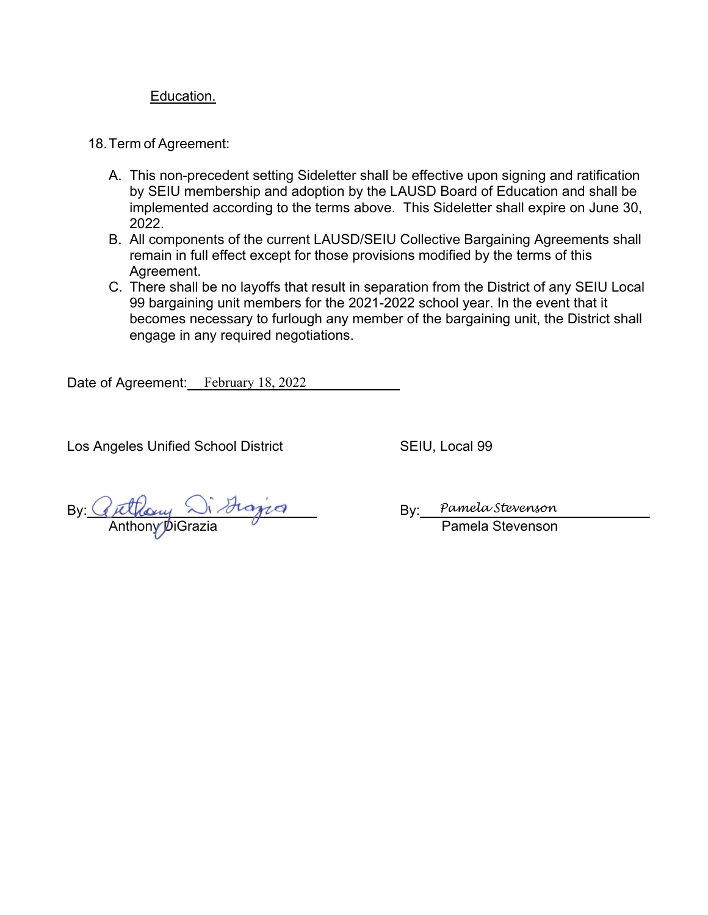Education.

18. Term of Agreement:

A. This non-precedent setting Sideletter shall be effective upon signing and ratification by SEIU membership and adoption by the LAUSD Board of Education and shall be implemented according to the terms above. This Sideletter shall expire on June 30, 2022.
B. All components of the current LAUSD/SEIU Collective Bargaining Agreements shall remain in full effect except for those provisions modified by the terms of this Agreement.
C. There shall be no layoffs that result in separation from the District of any SEIU Local 99 bargaining unit members for the 2021-2022 school year. In the event that it becomes necessary to furlough any member of the bargaining unit, the District shall engage in any required negotiations.

Date of Agreement: February 18, 2022

Los Angeles Unified School District

By: Anthony DiGrazia
Anthony DiGrazia

SEIU, Local 99

By: Pamela Stevenson
Pamela Stevenson